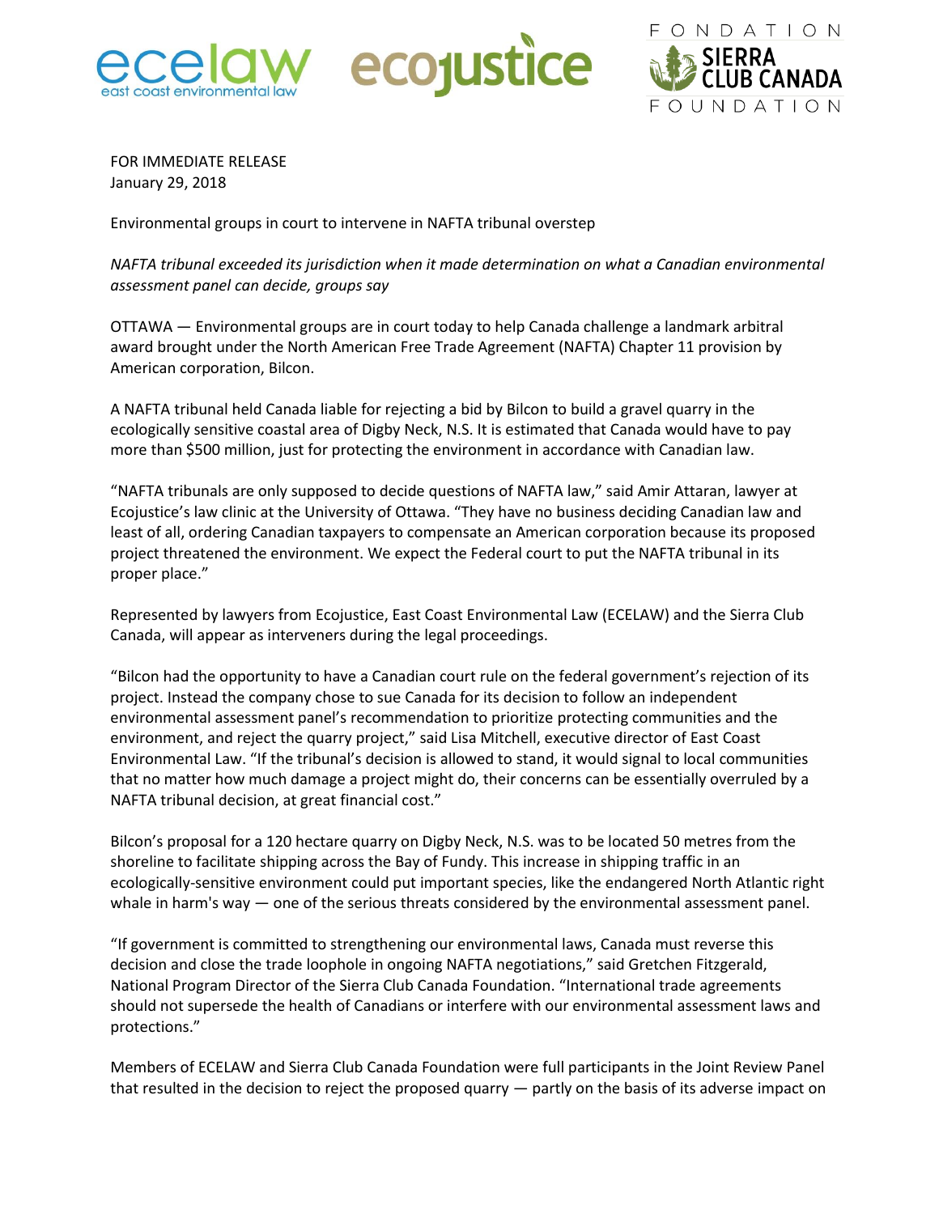FOR IMMEDIATE RELEASE
January 29, 2018

Environmental groups in court to intervene in NAFTA tribunal overstep

*NAFTA tribunal exceeded its jurisdiction when it made determination on what a Canadian environmental assessment panel can decide, groups say*

OTTAWA — Environmental groups are in court today to help Canada challenge a landmark arbitral award brought under the North American Free Trade Agreement (NAFTA) Chapter 11 provision by American corporation, Bilcon.

A NAFTA tribunal held Canada liable for rejecting a bid by Bilcon to build a gravel quarry in the ecologically sensitive coastal area of Digby Neck, N.S. It is estimated that Canada would have to pay more than $500 million, just for protecting the environment in accordance with Canadian law.

"NAFTA tribunals are only supposed to decide questions of NAFTA law," said Amir Attaran, lawyer at Ecojustice's law clinic at the University of Ottawa. "They have no business deciding Canadian law and least of all, ordering Canadian taxpayers to compensate an American corporation because its proposed project threatened the environment. We expect the Federal court to put the NAFTA tribunal in its proper place."

Represented by lawyers from Ecojustice, East Coast Environmental Law (ECELAW) and the Sierra Club Canada, will appear as interveners during the legal proceedings.

"Bilcon had the opportunity to have a Canadian court rule on the federal government's rejection of its project. Instead the company chose to sue Canada for its decision to follow an independent environmental assessment panel's recommendation to prioritize protecting communities and the environment, and reject the quarry project," said Lisa Mitchell, executive director of East Coast Environmental Law. "If the tribunal's decision is allowed to stand, it would signal to local communities that no matter how much damage a project might do, their concerns can be essentially overruled by a NAFTA tribunal decision, at great financial cost."

Bilcon's proposal for a 120 hectare quarry on Digby Neck, N.S. was to be located 50 metres from the shoreline to facilitate shipping across the Bay of Fundy. This increase in shipping traffic in an ecologically-sensitive environment could put important species, like the endangered North Atlantic right whale in harm's way — one of the serious threats considered by the environmental assessment panel.

"If government is committed to strengthening our environmental laws, Canada must reverse this decision and close the trade loophole in ongoing NAFTA negotiations," said Gretchen Fitzgerald, National Program Director of the Sierra Club Canada Foundation. "International trade agreements should not supersede the health of Canadians or interfere with our environmental assessment laws and protections."

Members of ECELAW and Sierra Club Canada Foundation were full participants in the Joint Review Panel that resulted in the decision to reject the proposed quarry — partly on the basis of its adverse impact on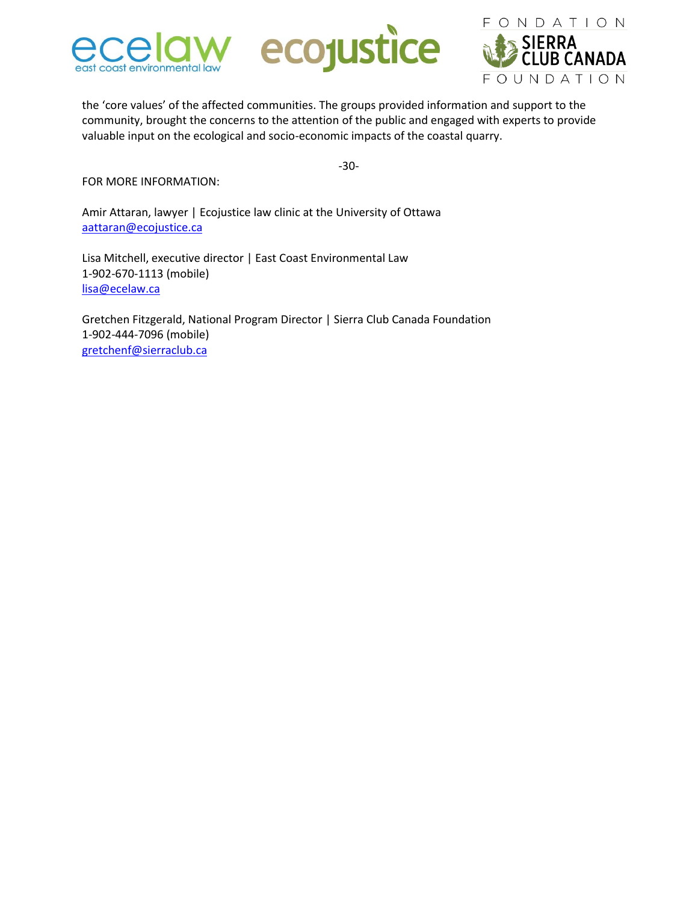the 'core values' of the affected communities. The groups provided information and support to the community, brought the concerns to the attention of the public and engaged with experts to provide valuable input on the ecological and socio-economic impacts of the coastal quarry.

-30-

FOR MORE INFORMATION:

Amir Attaran, lawyer | Ecojustice law clinic at the University of Ottawa
aattaran@ecojustice.ca

Lisa Mitchell, executive director | East Coast Environmental Law
1-902-670-1113 (mobile)
lisa@ecelaw.ca

Gretchen Fitzgerald, National Program Director | Sierra Club Canada Foundation
1-902-444-7096 (mobile)
gretchenf@sierraclub.ca